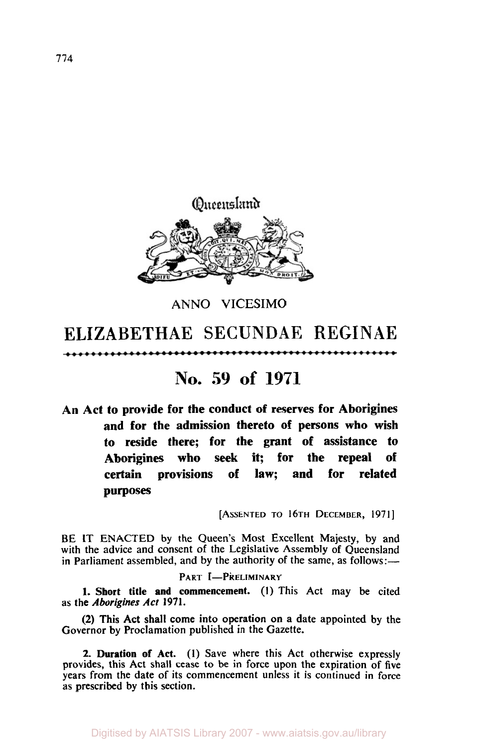Queensland

ANNO VICESIMO

# ELIZABETHAE SECUNDAE REGINAE

## No. 59 of 1971

**An Act to provide for the conduct of reserves for Aborigines and for the admission thereto of persons who wish to reside there; for the grant of assistance to Aborigines who seek it; for the repeal of certain provisions of law; and for related purposes**

[ASSENTED TO 16TH DECEMBER, 1971]

BE IT ENACTED by the Queen's Most Excellent Majesty, by and with the advice and consent of the Legislative Assembly of Queensland in Parliament assembled, and by the authority of the same, as follows:—

PART I—PRELIMINARY

**1. Short title and commencement.** (1) This Act may be cited as the *Aborigines Act* 1971.

(2) This Act shall come into operation on a date appointed by the Governor by Proclamation published in the Gazette.

**2. Duration of Act.** (1) Save where this Act otherwise expressly provides, this Act shall cease to be in force upon the expiration of five years from the date of its commencement unless it is continued in force as prescribed by this section.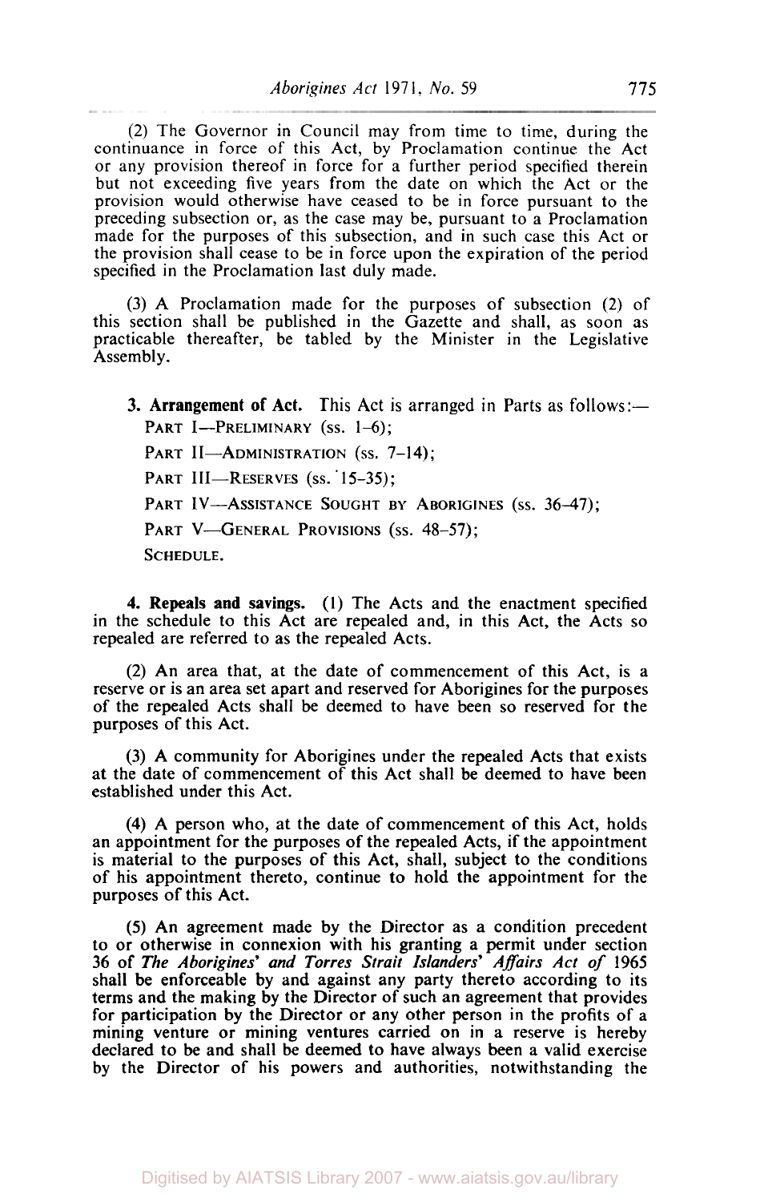(2) The Governor in Council may from time to time, during the continuance in force of this Act, by Proclamation continue the Act or any provision thereof in force for a further period specified therein but not exceeding five years from the date on which the Act or the provision would otherwise have ceased to be in force pursuant to the preceding subsection or, as the case may be, pursuant to a Proclamation made for the purposes of this subsection, and in such case this Act or the provision shall cease to be in force upon the expiration of the period specified in the Proclamation last duly made.

(3) A Proclamation made for the purposes of subsection (2) of this section shall be published in the Gazette and shall, as soon as practicable thereafter, be tabled by the Minister in the Legislative Assembly.

**3. Arrangement of Act.** This Act is arranged in Parts as follows:—

PART I—PRELIMINARY (ss. 1–6);

PART II—ADMINISTRATION (ss. 7–14);

PART III—RESERVES (ss. 15–35);

PART IV—ASSISTANCE SOUGHT BY ABORIGINES (ss. 36–47);

PART V—GENERAL PROVISIONS (ss. 48–57);

SCHEDULE.

**4. Repeals and savings.** (1) The Acts and the enactment specified in the schedule to this Act are repealed and, in this Act, the Acts so repealed are referred to as the repealed Acts.

(2) An area that, at the date of commencement of this Act, is a reserve or is an area set apart and reserved for Aborigines for the purposes of the repealed Acts shall be deemed to have been so reserved for the purposes of this Act.

(3) A community for Aborigines under the repealed Acts that exists at the date of commencement of this Act shall be deemed to have been established under this Act.

(4) A person who, at the date of commencement of this Act, holds an appointment for the purposes of the repealed Acts, if the appointment is material to the purposes of this Act, shall, subject to the conditions of his appointment thereto, continue to hold the appointment for the purposes of this Act.

(5) An agreement made by the Director as a condition precedent to or otherwise in connexion with his granting a permit under section 36 of *The Aborigines' and Torres Strait Islanders' Affairs Act of* 1965 shall be enforceable by and against any party thereto according to its terms and the making by the Director of such an agreement that provides for participation by the Director or any other person in the profits of a mining venture or mining ventures carried on in a reserve is hereby declared to be and shall be deemed to have always been a valid exercise by the Director of his powers and authorities, notwithstanding the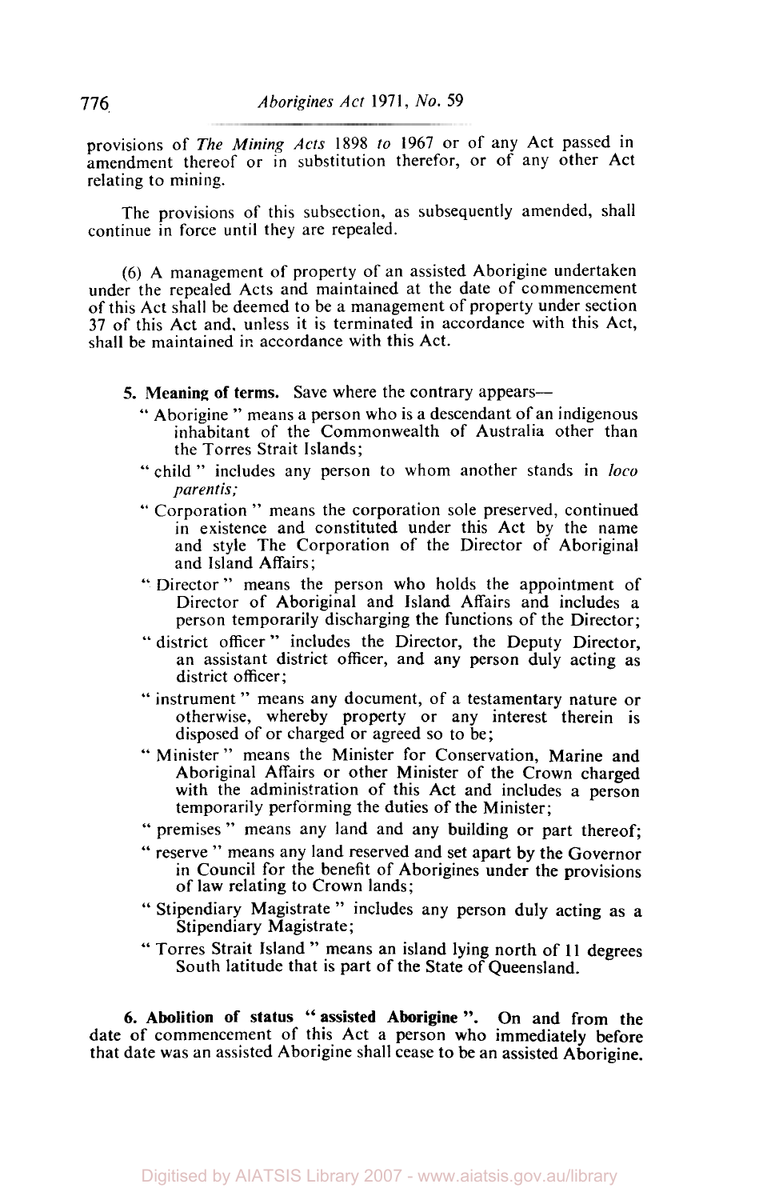provisions of *The Mining Acts* 1898 *to* 1967 or of any Act passed in amendment thereof or in substitution therefor, or of any other Act relating to mining.

The provisions of this subsection, as subsequently amended, shall continue in force until they are repealed.

(6) A management of property of an assisted Aborigine undertaken under the repealed Acts and maintained at the date of commencement of this Act shall be deemed to be a management of property under section 37 of this Act and, unless it is terminated in accordance with this Act, shall be maintained in accordance with this Act.

**5. Meaning of terms.** Save where the contrary appears—

" Aborigine " means a person who is a descendant of an indigenous inhabitant of the Commonwealth of Australia other than the Torres Strait Islands;

" child " includes any person to whom another stands in *loco parentis;*

" Corporation " means the corporation sole preserved, continued in existence and constituted under this Act by the name and style The Corporation of the Director of Aboriginal and Island Affairs;

" Director " means the person who holds the appointment of Director of Aboriginal and Island Affairs and includes a person temporarily discharging the functions of the Director;

" district officer " includes the Director, the Deputy Director, an assistant district officer, and any person duly acting as district officer;

" instrument " means any document, of a testamentary nature or otherwise, whereby property or any interest therein is disposed of or charged or agreed so to be;

" Minister " means the Minister for Conservation, Marine and Aboriginal Affairs or other Minister of the Crown charged with the administration of this Act and includes a person temporarily performing the duties of the Minister;

" premises " means any land and any building or part thereof;

" reserve " means any land reserved and set apart by the Governor in Council for the benefit of Aborigines under the provisions of law relating to Crown lands;

" Stipendiary Magistrate " includes any person duly acting as a Stipendiary Magistrate;

" Torres Strait Island " means an island lying north of 11 degrees South latitude that is part of the State of Queensland.

**6. Abolition of status " assisted Aborigine ".** On and from the date of commencement of this Act a person who immediately before that date was an assisted Aborigine shall cease to be an assisted Aborigine.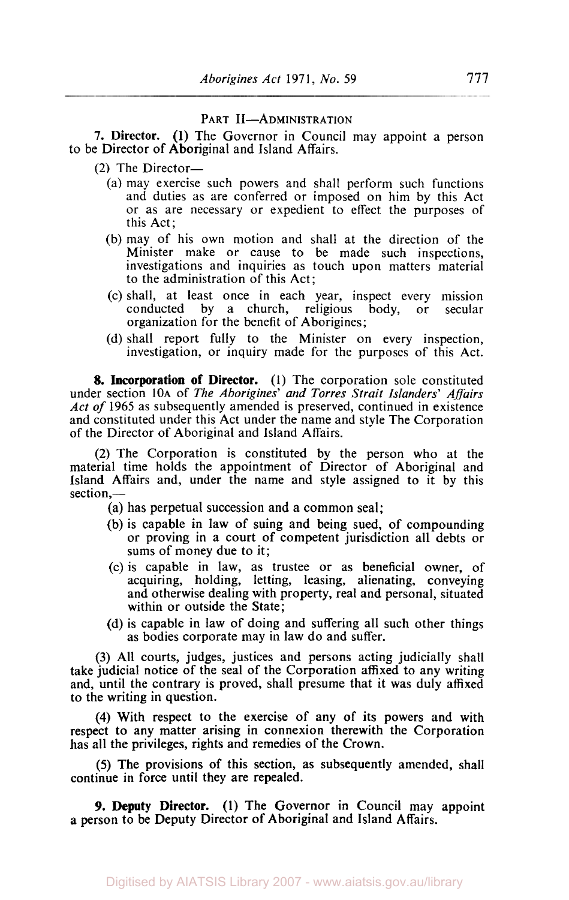## PART II—ADMINISTRATION

**7. Director.** (1) The Governor in Council may appoint a person to be Director of Aboriginal and Island Affairs.

(2) The Director—

(a) may exercise such powers and shall perform such functions and duties as are conferred or imposed on him by this Act or as are necessary or expedient to effect the purposes of this Act;

(b) may of his own motion and shall at the direction of the Minister make or cause to be made such inspections, investigations and inquiries as touch upon matters material to the administration of this Act;

(c) shall, at least once in each year, inspect every mission conducted by a church, religious body, or secular organization for the benefit of Aborigines;

(d) shall report fully to the Minister on every inspection, investigation, or inquiry made for the purposes of this Act.

**8. Incorporation of Director.** (1) The corporation sole constituted under section 10A of *The Aborigines' and Torres Strait Islanders' Affairs Act of* 1965 as subsequently amended is preserved, continued in existence and constituted under this Act under the name and style The Corporation of the Director of Aboriginal and Island Affairs.

(2) The Corporation is constituted by the person who at the material time holds the appointment of Director of Aboriginal and Island Affairs and, under the name and style assigned to it by this section,—

(a) has perpetual succession and a common seal;

(b) is capable in law of suing and being sued, of compounding or proving in a court of competent jurisdiction all debts or sums of money due to it;

(c) is capable in law, as trustee or as beneficial owner, of acquiring, holding, letting, leasing, alienating, conveying and otherwise dealing with property, real and personal, situated within or outside the State;

(d) is capable in law of doing and suffering all such other things as bodies corporate may in law do and suffer.

(3) All courts, judges, justices and persons acting judicially shall take judicial notice of the seal of the Corporation affixed to any writing and, until the contrary is proved, shall presume that it was duly affixed to the writing in question.

(4) With respect to the exercise of any of its powers and with respect to any matter arising in connexion therewith the Corporation has all the privileges, rights and remedies of the Crown.

(5) The provisions of this section, as subsequently amended, shall continue in force until they are repealed.

**9. Deputy Director.** (1) The Governor in Council may appoint a person to be Deputy Director of Aboriginal and Island Affairs.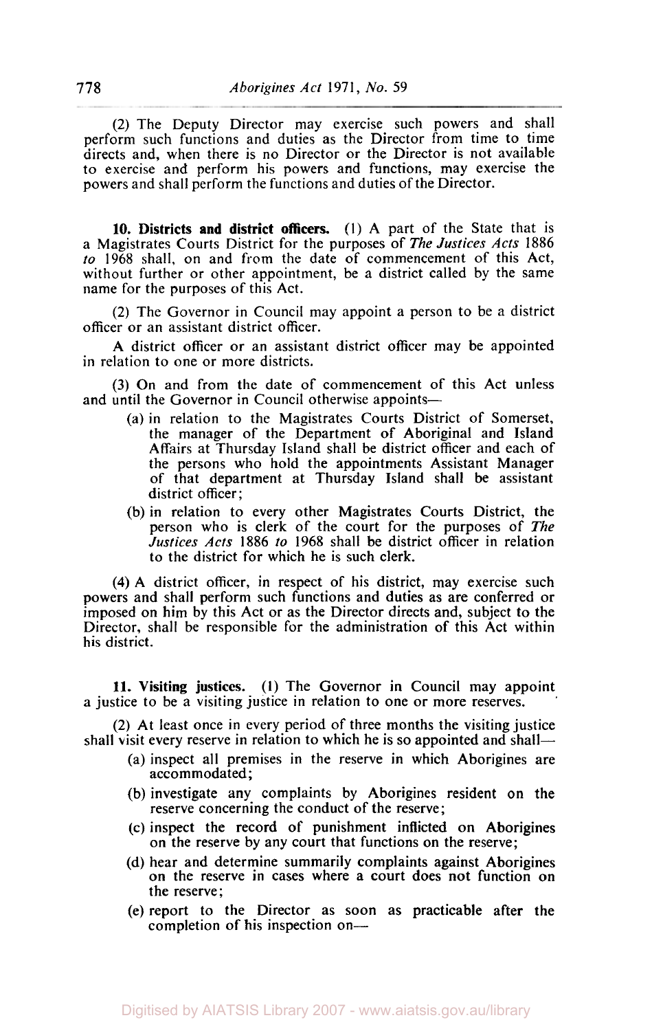(2) The Deputy Director may exercise such powers and shall perform such functions and duties as the Director from time to time directs and, when there is no Director or the Director is not available to exercise and perform his powers and functions, may exercise the powers and shall perform the functions and duties of the Director.

**10. Districts and district officers.** (1) A part of the State that is a Magistrates Courts District for the purposes of *The Justices Acts* 1886 *to* 1968 shall, on and from the date of commencement of this Act, without further or other appointment, be a district called by the same name for the purposes of this Act.

(2) The Governor in Council may appoint a person to be a district officer or an assistant district officer.

A district officer or an assistant district officer may be appointed in relation to one or more districts.

(3) On and from the date of commencement of this Act unless and until the Governor in Council otherwise appoints—

- (a) in relation to the Magistrates Courts District of Somerset, the manager of the Department of Aboriginal and Island Affairs at Thursday Island shall be district officer and each of the persons who hold the appointments Assistant Manager of that department at Thursday Island shall be assistant district officer;
- (b) in relation to every other Magistrates Courts District, the person who is clerk of the court for the purposes of *The Justices Acts* 1886 *to* 1968 shall be district officer in relation to the district for which he is such clerk.

(4) A district officer, in respect of his district, may exercise such powers and shall perform such functions and duties as are conferred or imposed on him by this Act or as the Director directs and, subject to the Director, shall be responsible for the administration of this Act within his district.

**11. Visiting justices.** (1) The Governor in Council may appoint a justice to be a visiting justice in relation to one or more reserves.

(2) At least once in every period of three months the visiting justice shall visit every reserve in relation to which he is so appointed and shall—

- (a) inspect all premises in the reserve in which Aborigines are accommodated;
- (b) investigate any complaints by Aborigines resident on the reserve concerning the conduct of the reserve;
- (c) inspect the record of punishment inflicted on Aborigines on the reserve by any court that functions on the reserve;
- (d) hear and determine summarily complaints against Aborigines on the reserve in cases where a court does not function on the reserve;
- (e) report to the Director as soon as practicable after the completion of his inspection on—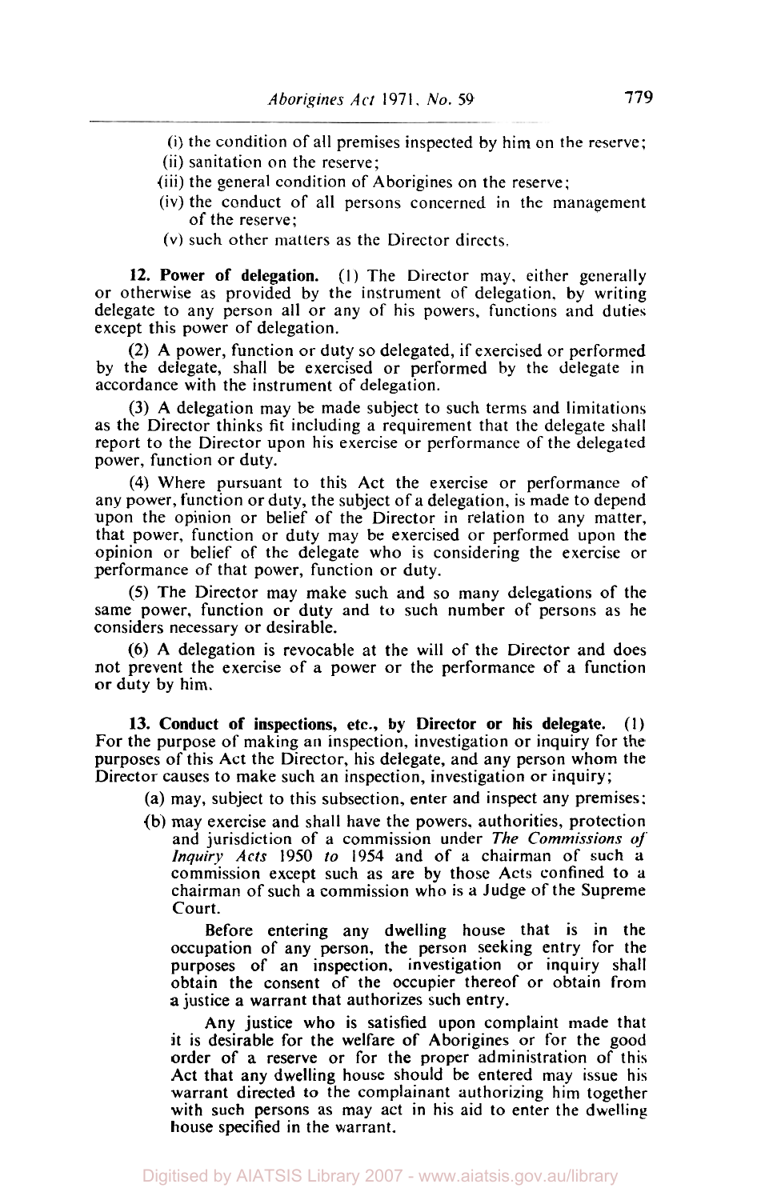(i) the condition of all premises inspected by him on the reserve;

(ii) sanitation on the reserve;

(iii) the general condition of Aborigines on the reserve;

(iv) the conduct of all persons concerned in the management of the reserve;

(v) such other matters as the Director directs.

**12. Power of delegation.** (1) The Director may, either generally or otherwise as provided by the instrument of delegation, by writing delegate to any person all or any of his powers, functions and duties except this power of delegation.

(2) A power, function or duty so delegated, if exercised or performed by the delegate, shall be exercised or performed by the delegate in accordance with the instrument of delegation.

(3) A delegation may be made subject to such terms and limitations as the Director thinks fit including a requirement that the delegate shall report to the Director upon his exercise or performance of the delegated power, function or duty.

(4) Where pursuant to this Act the exercise or performance of any power, function or duty, the subject of a delegation, is made to depend upon the opinion or belief of the Director in relation to any matter, that power, function or duty may be exercised or performed upon the opinion or belief of the delegate who is considering the exercise or performance of that power, function or duty.

(5) The Director may make such and so many delegations of the same power, function or duty and to such number of persons as he considers necessary or desirable.

(6) A delegation is revocable at the will of the Director and does not prevent the exercise of a power or the performance of a function or duty by him.

**13. Conduct of inspections, etc., by Director or his delegate.** (1) For the purpose of making an inspection, investigation or inquiry for the purposes of this Act the Director, his delegate, and any person whom the Director causes to make such an inspection, investigation or inquiry;

(a) may, subject to this subsection, enter and inspect any premises;

(b) may exercise and shall have the powers, authorities, protection and jurisdiction of a commission under *The Commissions of Inquiry Acts* 1950 *to* 1954 and of a chairman of such a commission except such as are by those Acts confined to a chairman of such a commission who is a Judge of the Supreme Court.

Before entering any dwelling house that is in the occupation of any person, the person seeking entry for the purposes of an inspection, investigation or inquiry shall obtain the consent of the occupier thereof or obtain from a justice a warrant that authorizes such entry.

Any justice who is satisfied upon complaint made that it is desirable for the welfare of Aborigines or for the good order of a reserve or for the proper administration of this Act that any dwelling house should be entered may issue his warrant directed to the complainant authorizing him together with such persons as may act in his aid to enter the dwelling house specified in the warrant.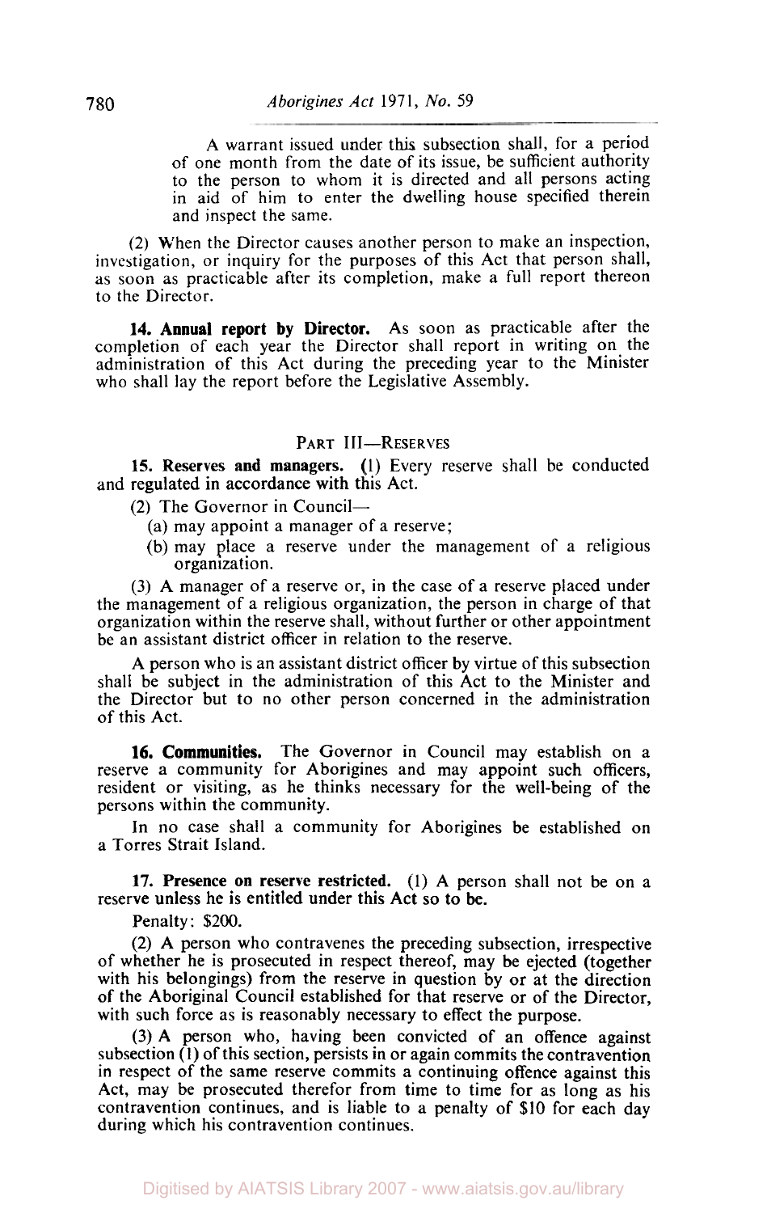A warrant issued under this subsection shall, for a period of one month from the date of its issue, be sufficient authority to the person to whom it is directed and all persons acting in aid of him to enter the dwelling house specified therein and inspect the same.

(2) When the Director causes another person to make an inspection, investigation, or inquiry for the purposes of this Act that person shall, as soon as practicable after its completion, make a full report thereon to the Director.

**14. Annual report by Director.** As soon as practicable after the completion of each year the Director shall report in writing on the administration of this Act during the preceding year to the Minister who shall lay the report before the Legislative Assembly.

## PART III—RESERVES

**15. Reserves and managers.** (1) Every reserve shall be conducted and regulated in accordance with this Act.

(2) The Governor in Council—

(a) may appoint a manager of a reserve;

(b) may place a reserve under the management of a religious organization.

(3) A manager of a reserve or, in the case of a reserve placed under the management of a religious organization, the person in charge of that organization within the reserve shall, without further or other appointment be an assistant district officer in relation to the reserve.

A person who is an assistant district officer by virtue of this subsection shall be subject in the administration of this Act to the Minister and the Director but to no other person concerned in the administration of this Act.

**16. Communities.** The Governor in Council may establish on a reserve a community for Aborigines and may appoint such officers, resident or visiting, as he thinks necessary for the well-being of the persons within the community.

In no case shall a community for Aborigines be established on a Torres Strait Island.

**17. Presence on reserve restricted.** (1) A person shall not be on a reserve unless he is entitled under this Act so to be.

Penalty: $200.

(2) A person who contravenes the preceding subsection, irrespective of whether he is prosecuted in respect thereof, may be ejected (together with his belongings) from the reserve in question by or at the direction of the Aboriginal Council established for that reserve or of the Director, with such force as is reasonably necessary to effect the purpose.

(3) A person who, having been convicted of an offence against subsection (1) of this section, persists in or again commits the contravention in respect of the same reserve commits a continuing offence against this Act, may be prosecuted therefor from time to time for as long as his contravention continues, and is liable to a penalty of $10 for each day during which his contravention continues.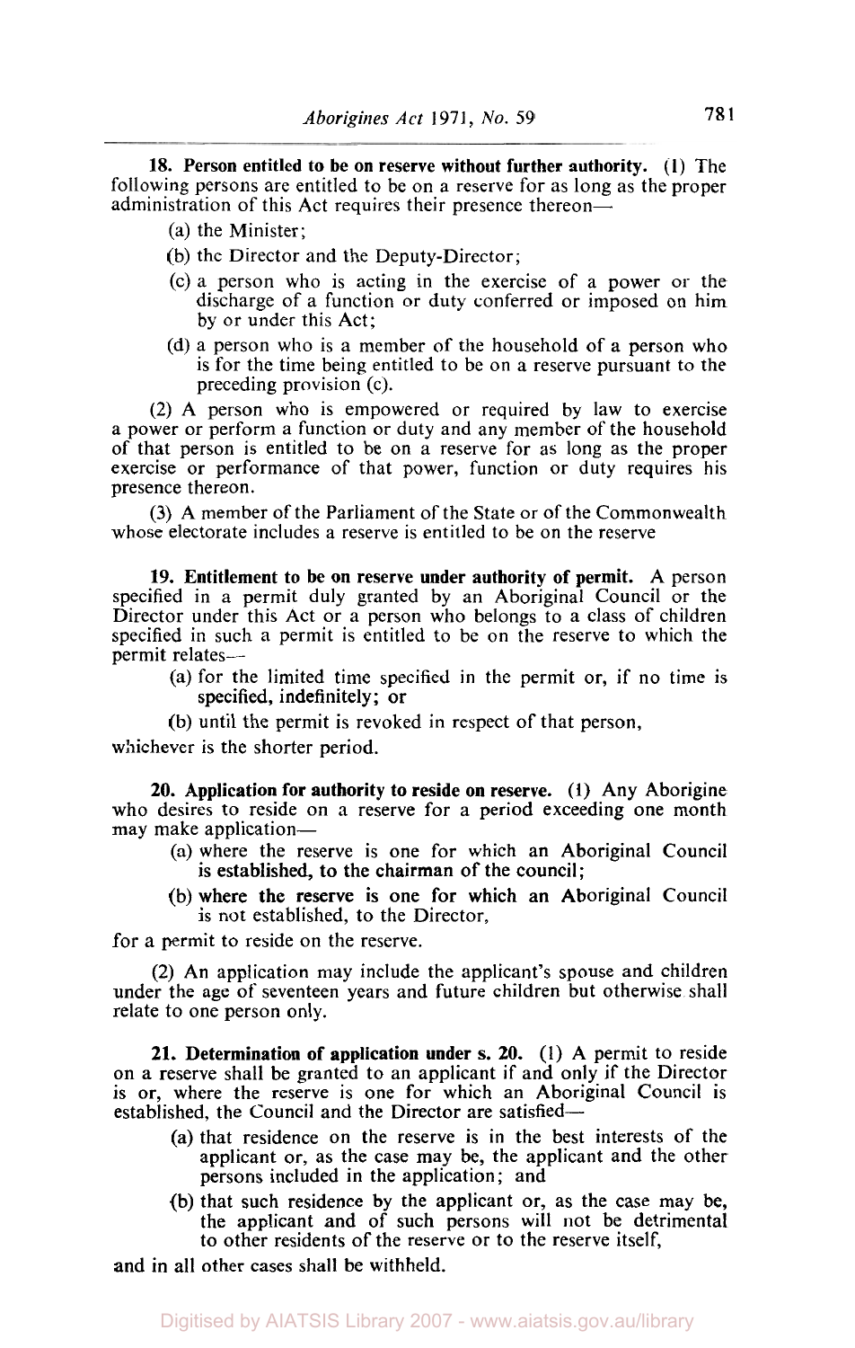**18. Person entitled to be on reserve without further authority.** (1) The following persons are entitled to be on a reserve for as long as the proper administration of this Act requires their presence thereon—

(a) the Minister;

(b) the Director and the Deputy-Director;

(c) a person who is acting in the exercise of a power or the discharge of a function or duty conferred or imposed on him by or under this Act;

(d) a person who is a member of the household of a person who is for the time being entitled to be on a reserve pursuant to the preceding provision (c).

(2) A person who is empowered or required by law to exercise a power or perform a function or duty and any member of the household of that person is entitled to be on a reserve for as long as the proper exercise or performance of that power, function or duty requires his presence thereon.

(3) A member of the Parliament of the State or of the Commonwealth whose electorate includes a reserve is entitled to be on the reserve

**19. Entitlement to be on reserve under authority of permit.** A person specified in a permit duly granted by an Aboriginal Council or the Director under this Act or a person who belongs to a class of children specified in such a permit is entitled to be on the reserve to which the permit relates—

(a) for the limited time specified in the permit or, if no time is specified, indefinitely; or

(b) until the permit is revoked in respect of that person,

whichever is the shorter period.

**20. Application for authority to reside on reserve.** (1) Any Aborigine who desires to reside on a reserve for a period exceeding one month may make application—

(a) where the reserve is one for which an Aboriginal Council is established, to the chairman of the council;

(b) where the reserve is one for which an Aboriginal Council is not established, to the Director,

for a permit to reside on the reserve.

(2) An application may include the applicant's spouse and children under the age of seventeen years and future children but otherwise shall relate to one person only.

**21. Determination of application under s. 20.** (1) A permit to reside on a reserve shall be granted to an applicant if and only if the Director is or, where the reserve is one for which an Aboriginal Council is established, the Council and the Director are satisfied—

(a) that residence on the reserve is in the best interests of the applicant or, as the case may be, the applicant and the other persons included in the application; and

(b) that such residence by the applicant or, as the case may be, the applicant and of such persons will not be detrimental to other residents of the reserve or to the reserve itself,

and in all other cases shall be withheld.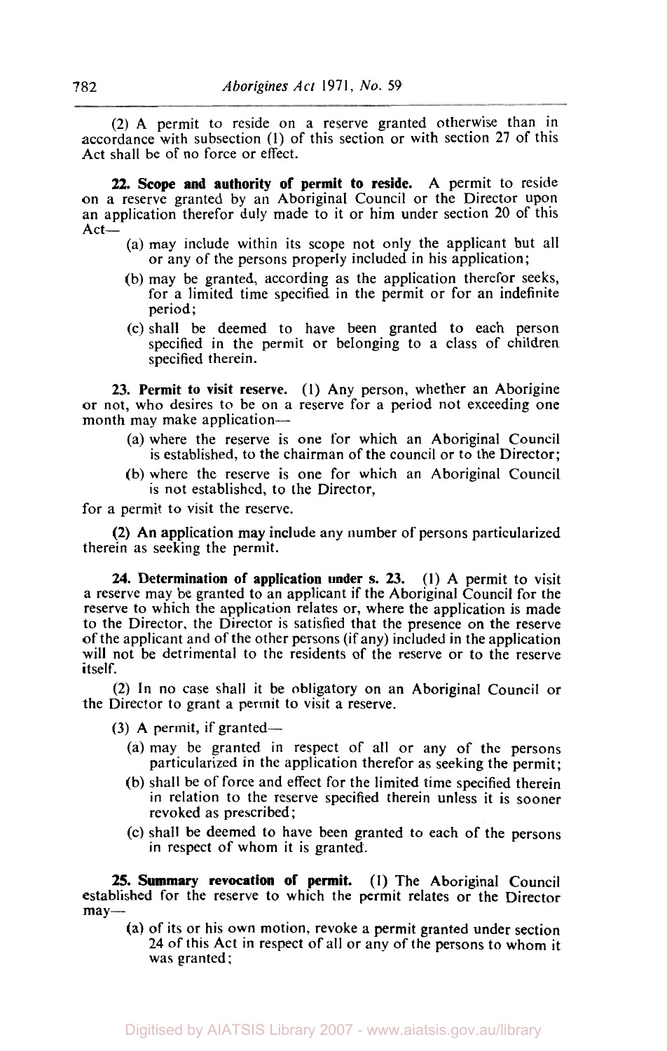(2) A permit to reside on a reserve granted otherwise than in accordance with subsection (1) of this section or with section 27 of this Act shall be of no force or effect.

**22. Scope and authority of permit to reside.** A permit to reside on a reserve granted by an Aboriginal Council or the Director upon an application therefor duly made to it or him under section 20 of this Act—

- (a) may include within its scope not only the applicant but all or any of the persons properly included in his application;
- (b) may be granted, according as the application therefor seeks, for a limited time specified in the permit or for an indefinite period;
- (c) shall be deemed to have been granted to each person specified in the permit or belonging to a class of children specified therein.

**23. Permit to visit reserve.** (1) Any person, whether an Aborigine or not, who desires to be on a reserve for a period not exceeding one month may make application—

- (a) where the reserve is one for which an Aboriginal Council is established, to the chairman of the council or to the Director;
- (b) where the reserve is one for which an Aboriginal Council is not established, to the Director,

for a permit to visit the reserve.

(2) An application may include any number of persons particularized therein as seeking the permit.

**24. Determination of application under s. 23.** (1) A permit to visit a reserve may be granted to an applicant if the Aboriginal Council for the reserve to which the application relates or, where the application is made to the Director, the Director is satisfied that the presence on the reserve of the applicant and of the other persons (if any) included in the application will not be detrimental to the residents of the reserve or to the reserve itself.

(2) In no case shall it be obligatory on an Aboriginal Council or the Director to grant a permit to visit a reserve.

(3) A permit, if granted—

- (a) may be granted in respect of all or any of the persons particularized in the application therefor as seeking the permit;
- (b) shall be of force and effect for the limited time specified therein in relation to the reserve specified therein unless it is sooner revoked as prescribed;
- (c) shall be deemed to have been granted to each of the persons in respect of whom it is granted.

**25. Summary revocation of permit.** (1) The Aboriginal Council established for the reserve to which the permit relates or the Director may—

- (a) of its or his own motion, revoke a permit granted under section 24 of this Act in respect of all or any of the persons to whom it was granted;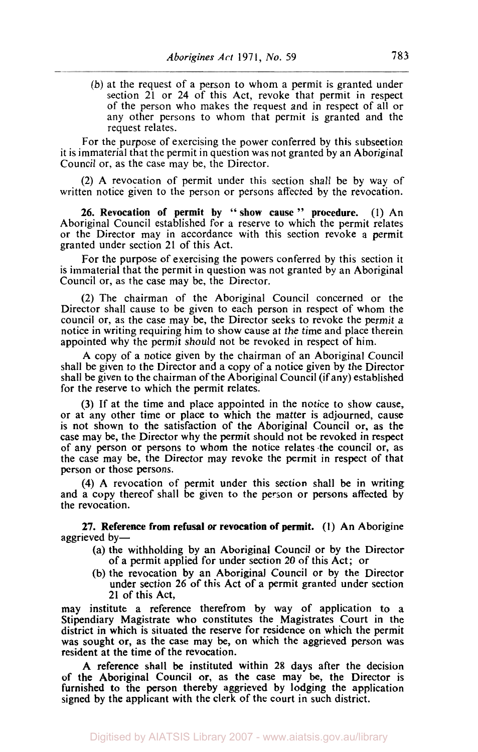(b) at the request of a person to whom a permit is granted under section 21 or 24 of this Act, revoke that permit in respect of the person who makes the request and in respect of all or any other persons to whom that permit is granted and the request relates.

For the purpose of exercising the power conferred by this subsection it is immaterial that the permit in question was not granted by an Aboriginal Council or, as the case may be, the Director.

(2) A revocation of permit under this section shall be by way of written notice given to the person or persons affected by the revocation.

**26. Revocation of permit by "show cause" procedure.** (1) An Aboriginal Council established for a reserve to which the permit relates or the Director may in accordance with this section revoke a permit granted under section 21 of this Act.

For the purpose of exercising the powers conferred by this section it is immaterial that the permit in question was not granted by an Aboriginal Council or, as the case may be, the Director.

(2) The chairman of the Aboriginal Council concerned or the Director shall cause to be given to each person in respect of whom the council or, as the case may be, the Director seeks to revoke the permit a notice in writing requiring him to show cause at the time and place therein appointed why the permit should not be revoked in respect of him.

A copy of a notice given by the chairman of an Aboriginal Council shall be given to the Director and a copy of a notice given by the Director shall be given to the chairman of the Aboriginal Council (if any) established for the reserve to which the permit relates.

(3) If at the time and place appointed in the notice to show cause, or at any other time or place to which the matter is adjourned, cause is not shown to the satisfaction of the Aboriginal Council or, as the case may be, the Director why the permit should not be revoked in respect of any person or persons to whom the notice relates the council or, as the case may be, the Director may revoke the permit in respect of that person or those persons.

(4) A revocation of permit under this section shall be in writing and a copy thereof shall be given to the person or persons affected by the revocation.

**27. Reference from refusal or revocation of permit.** (1) An Aborigine aggrieved by—

(a) the withholding by an Aboriginal Council or by the Director of a permit applied for under section 20 of this Act; or

(b) the revocation by an Aboriginal Council or by the Director under section 26 of this Act of a permit granted under section 21 of this Act,

may institute a reference therefrom by way of application to a Stipendiary Magistrate who constitutes the Magistrates Court in the district in which is situated the reserve for residence on which the permit was sought or, as the case may be, on which the aggrieved person was resident at the time of the revocation.

A reference shall be instituted within 28 days after the decision of the Aboriginal Council or, as the case may be, the Director is furnished to the person thereby aggrieved by lodging the application signed by the applicant with the clerk of the court in such district.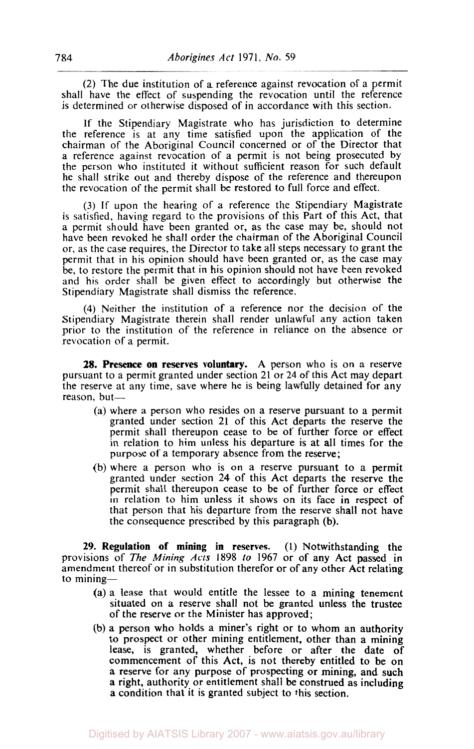(2) The due institution of a reference against revocation of a permit shall have the effect of suspending the revocation until the reference is determined or otherwise disposed of in accordance with this section.

If the Stipendiary Magistrate who has jurisdiction to determine the reference is at any time satisfied upon the application of the chairman of the Aboriginal Council concerned or of the Director that a reference against revocation of a permit is not being prosecuted by the person who instituted it without sufficient reason for such default he shall strike out and thereby dispose of the reference and thereupon the revocation of the permit shall be restored to full force and effect.

(3) If upon the hearing of a reference the Stipendiary Magistrate is satisfied, having regard to the provisions of this Part of this Act, that a permit should have been granted or, as the case may be, should not have been revoked he shall order the chairman of the Aboriginal Council or, as the case requires, the Director to take all steps necessary to grant the permit that in his opinion should have been granted or, as the case may be, to restore the permit that in his opinion should not have been revoked and his order shall be given effect to accordingly but otherwise the Stipendiary Magistrate shall dismiss the reference.

(4) Neither the institution of a reference nor the decision of the Stipendiary Magistrate therein shall render unlawful any action taken prior to the institution of the reference in reliance on the absence or revocation of a permit.

**28. Presence on reserves voluntary.** A person who is on a reserve pursuant to a permit granted under section 21 or 24 of this Act may depart the reserve at any time, save where he is being lawfully detained for any reason, but—

(a) where a person who resides on a reserve pursuant to a permit granted under section 21 of this Act departs the reserve the permit shall thereupon cease to be of further force or effect in relation to him unless his departure is at all times for the purpose of a temporary absence from the reserve;

(b) where a person who is on a reserve pursuant to a permit granted under section 24 of this Act departs the reserve the permit shall thereupon cease to be of further force or effect in relation to him unless it shows on its face in respect of that person that his departure from the reserve shall not have the consequence prescribed by this paragraph (b).

**29. Regulation of mining in reserves.** (1) Notwithstanding the provisions of *The Mining Acts* 1898 *to* 1967 or of any Act passed in amendment thereof or in substitution therefor or of any other Act relating to mining—

(a) a lease that would entitle the lessee to a mining tenement situated on a reserve shall not be granted unless the trustee of the reserve or the Minister has approved;

(b) a person who holds a miner's right or to whom an authority to prospect or other mining entitlement, other than a mining lease, is granted, whether before or after the date of commencement of this Act, is not thereby entitled to be on a reserve for any purpose of prospecting or mining, and such a right, authority or entitlement shall be construed as including a condition that it is granted subject to this section.